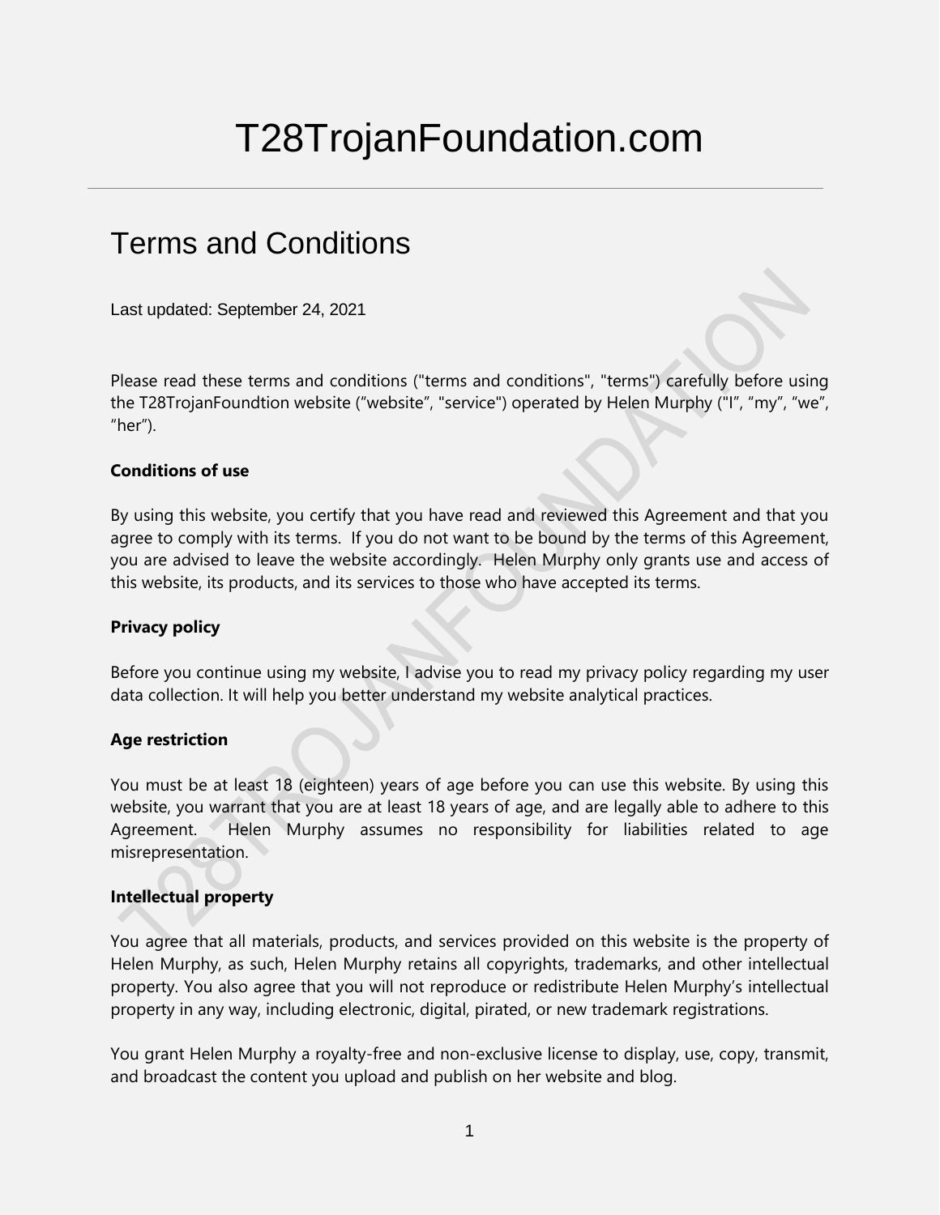# T28TrojanFoundation.com

## Terms and Conditions

Last updated: September 24, 2021

Please read these terms and conditions ("terms and conditions", "terms") carefully before using the T28TrojanFoundtion website ("website", "service") operated by Helen Murphy ("I", "my", "we", "her").

**Conditions of use**

By using this website, you certify that you have read and reviewed this Agreement and that you agree to comply with its terms. If you do not want to be bound by the terms of this Agreement, you are advised to leave the website accordingly. Helen Murphy only grants use and access of this website, its products, and its services to those who have accepted its terms.

**Privacy policy**

Before you continue using my website, I advise you to read my privacy policy regarding my user data collection. It will help you better understand my website analytical practices.

**Age restriction**

You must be at least 18 (eighteen) years of age before you can use this website. By using this website, you warrant that you are at least 18 years of age, and are legally able to adhere to this Agreement. Helen Murphy assumes no responsibility for liabilities related to age misrepresentation.

**Intellectual property**

You agree that all materials, products, and services provided on this website is the property of Helen Murphy, as such, Helen Murphy retains all copyrights, trademarks, and other intellectual property. You also agree that you will not reproduce or redistribute Helen Murphy's intellectual property in any way, including electronic, digital, pirated, or new trademark registrations.

You grant Helen Murphy a royalty-free and non-exclusive license to display, use, copy, transmit, and broadcast the content you upload and publish on her website and blog.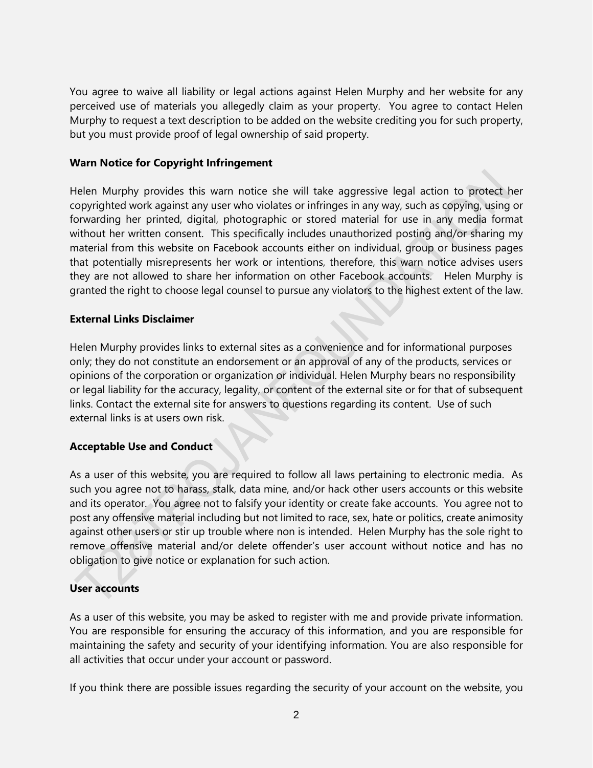You agree to waive all liability or legal actions against Helen Murphy and her website for any perceived use of materials you allegedly claim as your property. You agree to contact Helen Murphy to request a text description to be added on the website crediting you for such property, but you must provide proof of legal ownership of said property.

**Warn Notice for Copyright Infringement**

Helen Murphy provides this warn notice she will take aggressive legal action to protect her copyrighted work against any user who violates or infringes in any way, such as copying, using or forwarding her printed, digital, photographic or stored material for use in any media format without her written consent. This specifically includes unauthorized posting and/or sharing my material from this website on Facebook accounts either on individual, group or business pages that potentially misrepresents her work or intentions, therefore, this warn notice advises users they are not allowed to share her information on other Facebook accounts. Helen Murphy is granted the right to choose legal counsel to pursue any violators to the highest extent of the law.

**External Links Disclaimer**

Helen Murphy provides links to external sites as a convenience and for informational purposes only; they do not constitute an endorsement or an approval of any of the products, services or opinions of the corporation or organization or individual. Helen Murphy bears no responsibility or legal liability for the accuracy, legality, or content of the external site or for that of subsequent links. Contact the external site for answers to questions regarding its content. Use of such external links is at users own risk.

**Acceptable Use and Conduct**

As a user of this website, you are required to follow all laws pertaining to electronic media. As such you agree not to harass, stalk, data mine, and/or hack other users accounts or this website and its operator. You agree not to falsify your identity or create fake accounts. You agree not to post any offensive material including but not limited to race, sex, hate or politics, create animosity against other users or stir up trouble where non is intended. Helen Murphy has the sole right to remove offensive material and/or delete offender's user account without notice and has no obligation to give notice or explanation for such action.

**User accounts**

As a user of this website, you may be asked to register with me and provide private information. You are responsible for ensuring the accuracy of this information, and you are responsible for maintaining the safety and security of your identifying information. You are also responsible for all activities that occur under your account or password.

If you think there are possible issues regarding the security of your account on the website, you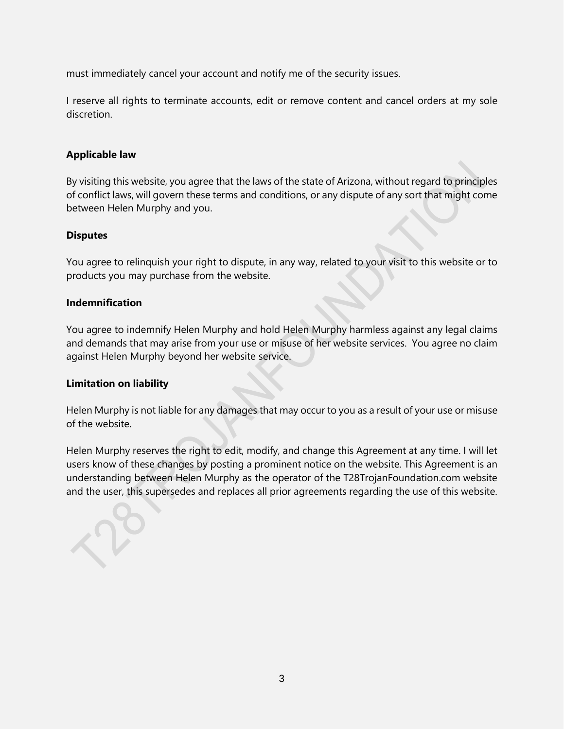must immediately cancel your account and notify me of the security issues.

I reserve all rights to terminate accounts, edit or remove content and cancel orders at my sole discretion.

**Applicable law**

By visiting this website, you agree that the laws of the state of Arizona, without regard to principles of conflict laws, will govern these terms and conditions, or any dispute of any sort that might come between Helen Murphy and you.

**Disputes**

You agree to relinquish your right to dispute, in any way, related to your visit to this website or to products you may purchase from the website.

**Indemnification**

You agree to indemnify Helen Murphy and hold Helen Murphy harmless against any legal claims and demands that may arise from your use or misuse of her website services. You agree no claim against Helen Murphy beyond her website service.

**Limitation on liability**

Helen Murphy is not liable for any damages that may occur to you as a result of your use or misuse of the website.

Helen Murphy reserves the right to edit, modify, and change this Agreement at any time. I will let users know of these changes by posting a prominent notice on the website. This Agreement is an understanding between Helen Murphy as the operator of the T28TrojanFoundation.com website and the user, this supersedes and replaces all prior agreements regarding the use of this website.